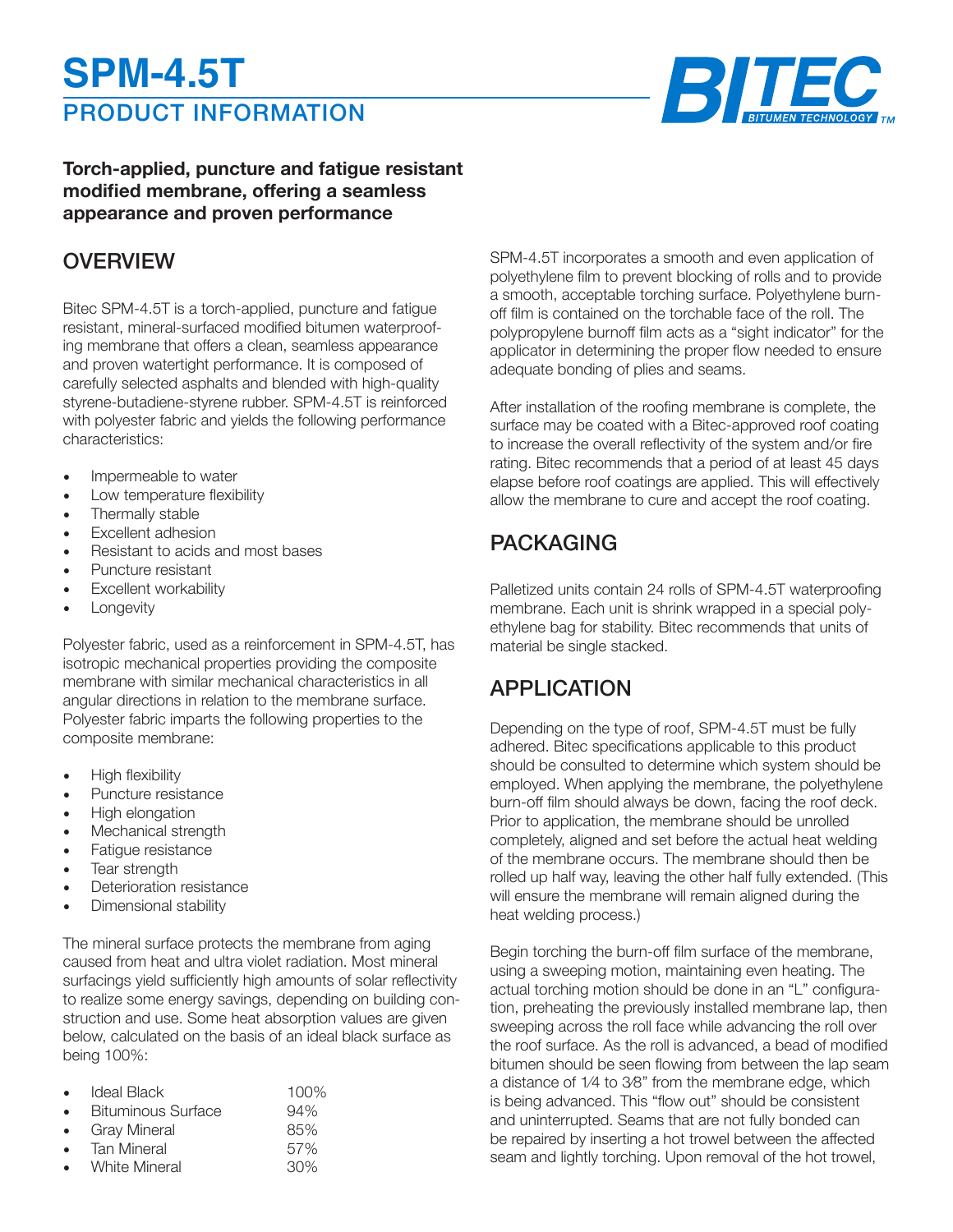# SPM-4.5T

## PRODUCT INFORMATION

BITEC BITUMEN TECHNOLOGY TM

**Torch-applied, puncture and fatigue resistant modified membrane, offering a seamless appearance and proven performance**

## OVERVIEW

Bitec SPM-4.5T is a torch-applied, puncture and fatigue resistant, mineral-surfaced modified bitumen waterproofing membrane that offers a clean, seamless appearance and proven watertight performance. It is composed of carefully selected asphalts and blended with high-quality styrene-butadiene-styrene rubber. SPM-4.5T is reinforced with polyester fabric and yields the following performance characteristics:

- Impermeable to water
- Low temperature flexibility
- Thermally stable
- Excellent adhesion
- Resistant to acids and most bases
- Puncture resistant
- Excellent workability
- Longevity

Polyester fabric, used as a reinforcement in SPM-4.5T, has isotropic mechanical properties providing the composite membrane with similar mechanical characteristics in all angular directions in relation to the membrane surface. Polyester fabric imparts the following properties to the composite membrane:

- High flexibility
- Puncture resistance
- High elongation
- Mechanical strength
- Fatigue resistance
- Tear strength
- Deterioration resistance
- Dimensional stability

The mineral surface protects the membrane from aging caused from heat and ultra violet radiation. Most mineral surfacings yield sufficiently high amounts of solar reflectivity to realize some energy savings, depending on building construction and use. Some heat absorption values are given below, calculated on the basis of an ideal black surface as being 100%:

- Ideal Black 100%
- Bituminous Surface 94%
- Gray Mineral 85%
- Tan Mineral 57%
- White Mineral 30%

SPM-4.5T incorporates a smooth and even application of polyethylene film to prevent blocking of rolls and to provide a smooth, acceptable torching surface. Polyethylene burn-off film is contained on the torchable face of the roll. The polypropylene burnoff film acts as a "sight indicator" for the applicator in determining the proper flow needed to ensure adequate bonding of plies and seams.

After installation of the roofing membrane is complete, the surface may be coated with a Bitec-approved roof coating to increase the overall reflectivity of the system and/or fire rating. Bitec recommends that a period of at least 45 days elapse before roof coatings are applied. This will effectively allow the membrane to cure and accept the roof coating.

## PACKAGING

Palletized units contain 24 rolls of SPM-4.5T waterproofing membrane. Each unit is shrink wrapped in a special polyethylene bag for stability. Bitec recommends that units of material be single stacked.

## APPLICATION

Depending on the type of roof, SPM-4.5T must be fully adhered. Bitec specifications applicable to this product should be consulted to determine which system should be employed. When applying the membrane, the polyethylene burn-off film should always be down, facing the roof deck. Prior to application, the membrane should be unrolled completely, aligned and set before the actual heat welding of the membrane occurs. The membrane should then be rolled up half way, leaving the other half fully extended. (This will ensure the membrane will remain aligned during the heat welding process.)

Begin torching the burn-off film surface of the membrane, using a sweeping motion, maintaining even heating. The actual torching motion should be done in an "L" configuration, preheating the previously installed membrane lap, then sweeping across the roll face while advancing the roll over the roof surface. As the roll is advanced, a bead of modified bitumen should be seen flowing from between the lap seam a distance of 1⁄4 to 3⁄8" from the membrane edge, which is being advanced. This "flow out" should be consistent and uninterrupted. Seams that are not fully bonded can be repaired by inserting a hot trowel between the affected seam and lightly torching. Upon removal of the hot trowel,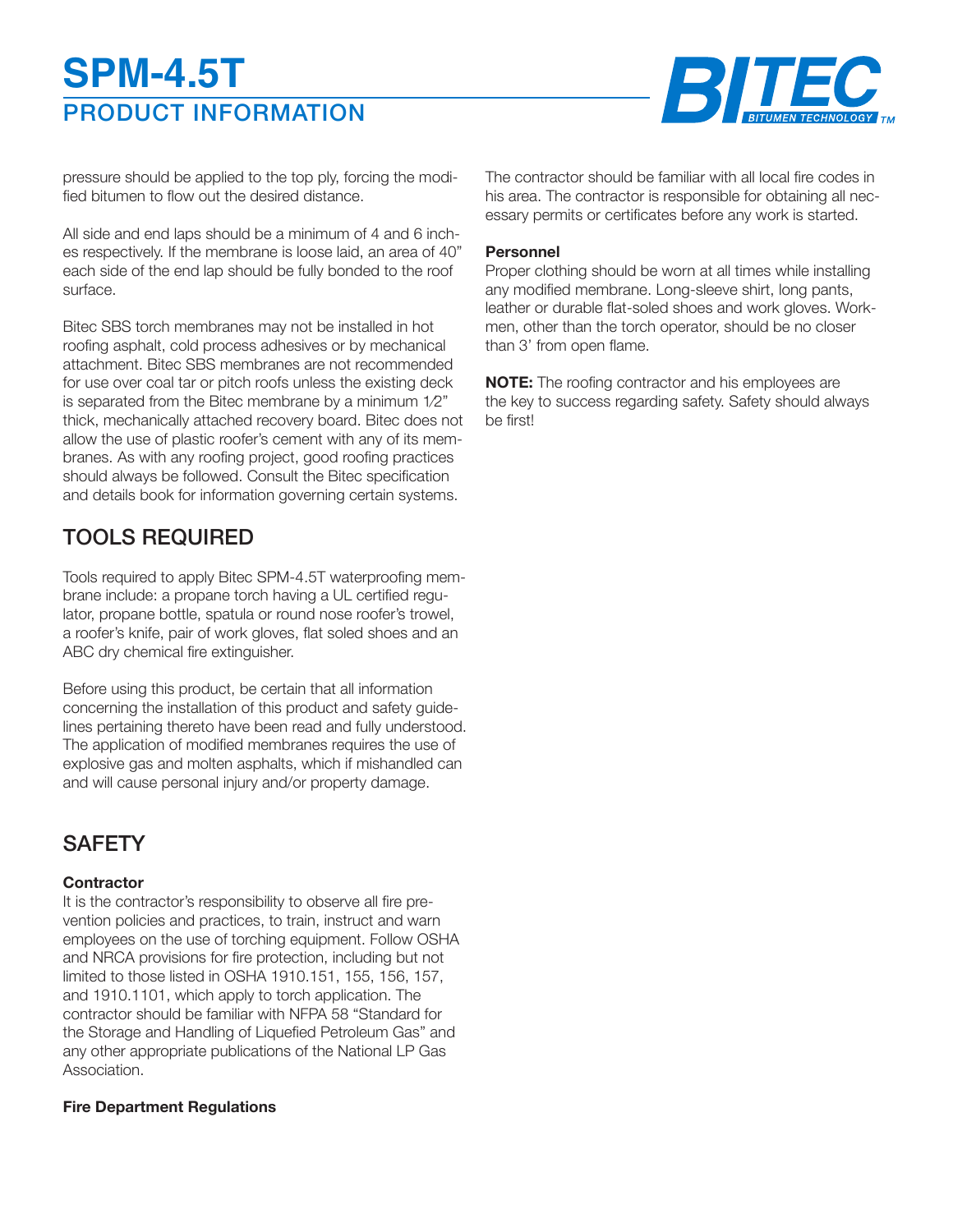pressure should be applied to the top ply, forcing the modified bitumen to flow out the desired distance.

All side and end laps should be a minimum of 4 and 6 inches respectively. If the membrane is loose laid, an area of 40" each side of the end lap should be fully bonded to the roof surface.

Bitec SBS torch membranes may not be installed in hot roofing asphalt, cold process adhesives or by mechanical attachment. Bitec SBS membranes are not recommended for use over coal tar or pitch roofs unless the existing deck is separated from the Bitec membrane by a minimum 1⁄2" thick, mechanically attached recovery board. Bitec does not allow the use of plastic roofer's cement with any of its membranes. As with any roofing project, good roofing practices should always be followed. Consult the Bitec specification and details book for information governing certain systems.

## TOOLS REQUIRED

Tools required to apply Bitec SPM-4.5T waterproofing membrane include: a propane torch having a UL certified regulator, propane bottle, spatula or round nose roofer's trowel, a roofer's knife, pair of work gloves, flat soled shoes and an ABC dry chemical fire extinguisher.

Before using this product, be certain that all information concerning the installation of this product and safety guidelines pertaining thereto have been read and fully understood. The application of modified membranes requires the use of explosive gas and molten asphalts, which if mishandled can and will cause personal injury and/or property damage.

## SAFETY

**Contractor**

It is the contractor's responsibility to observe all fire prevention policies and practices, to train, instruct and warn employees on the use of torching equipment. Follow OSHA and NRCA provisions for fire protection, including but not limited to those listed in OSHA 1910.151, 155, 156, 157, and 1910.1101, which apply to torch application. The contractor should be familiar with NFPA 58 "Standard for the Storage and Handling of Liquefied Petroleum Gas" and any other appropriate publications of the National LP Gas Association.

**Fire Department Regulations**

The contractor should be familiar with all local fire codes in his area. The contractor is responsible for obtaining all necessary permits or certificates before any work is started.

**Personnel**

Proper clothing should be worn at all times while installing any modified membrane. Long-sleeve shirt, long pants, leather or durable flat-soled shoes and work gloves. Workmen, other than the torch operator, should be no closer than 3' from open flame.

**NOTE:** The roofing contractor and his employees are the key to success regarding safety. Safety should always be first!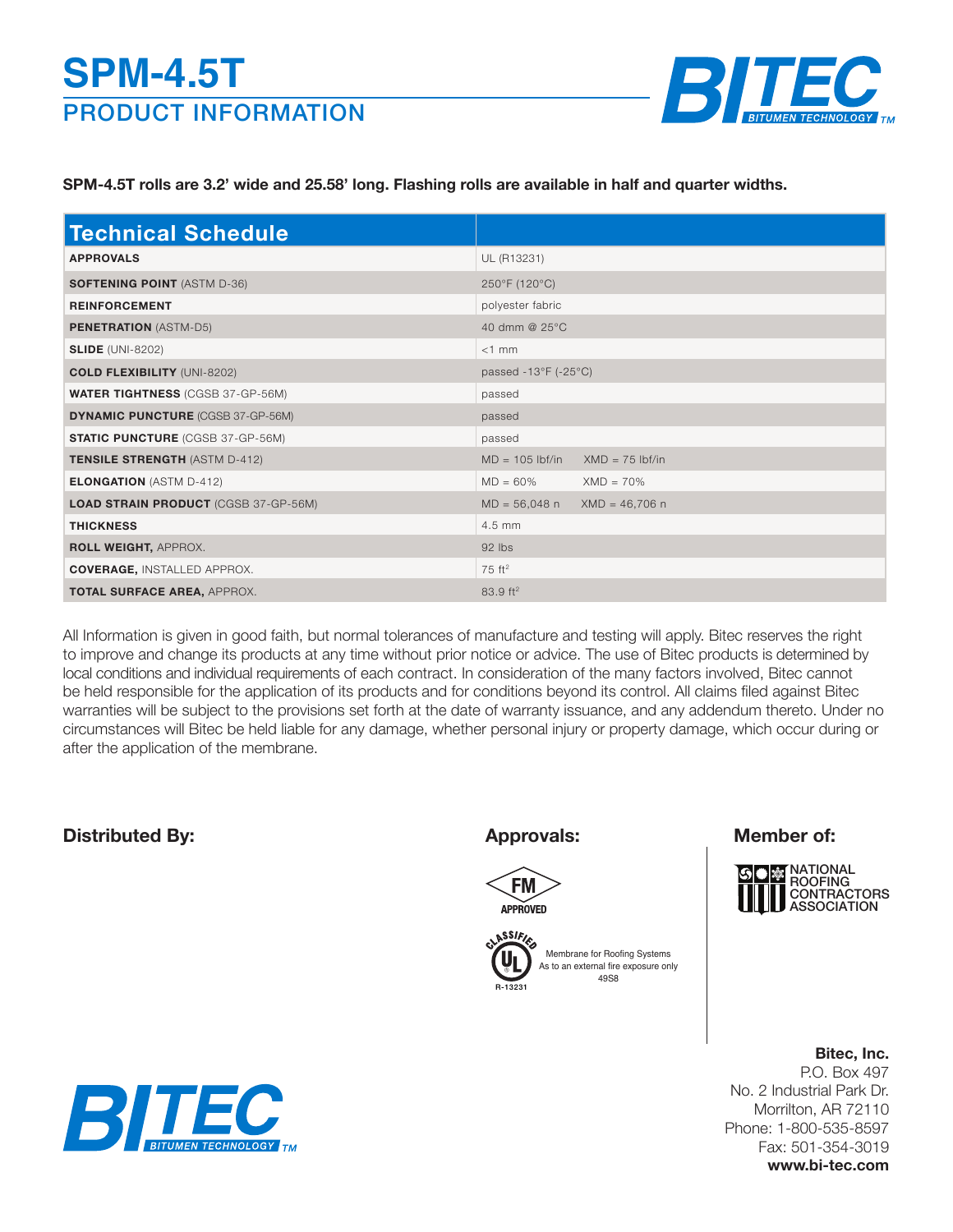# SPM-4.5T

## PRODUCT INFORMATION

**SPM-4.5T rolls are 3.2' wide and 25.58' long. Flashing rolls are available in half and quarter widths.**

| Technical Schedule | |
|---|---|
| **APPROVALS** | UL (R13231) |
| **SOFTENING POINT** (ASTM D-36) | 250°F (120°C) |
| **REINFORCEMENT** | polyester fabric |
| **PENETRATION** (ASTM-D5) | 40 dmm @ 25°C |
| **SLIDE** (UNI-8202) | <1 mm |
| **COLD FLEXIBILITY** (UNI-8202) | passed -13°F (-25°C) |
| **WATER TIGHTNESS** (CGSB 37-GP-56M) | passed |
| **DYNAMIC PUNCTURE** (CGSB 37-GP-56M) | passed |
| **STATIC PUNCTURE** (CGSB 37-GP-56M) | passed |
| **TENSILE STRENGTH** (ASTM D-412) | MD = 105 lbf/in XMD = 75 lbf/in |
| **ELONGATION** (ASTM D-412) | MD = 60% XMD = 70% |
| **LOAD STRAIN PRODUCT** (CGSB 37-GP-56M) | MD = 56,048 n XMD = 46,706 n |
| **THICKNESS** | 4.5 mm |
| **ROLL WEIGHT,** APPROX. | 92 lbs |
| **COVERAGE,** INSTALLED APPROX. | 75 $ft^2$ |
| **TOTAL SURFACE AREA,** APPROX. | 83.9 $ft^2$ |

All Information is given in good faith, but normal tolerances of manufacture and testing will apply. Bitec reserves the right to improve and change its products at any time without prior notice or advice. The use of Bitec products is determined by local conditions and individual requirements of each contract. In consideration of the many factors involved, Bitec cannot be held responsible for the application of its products and for conditions beyond its control. All claims filed against Bitec warranties will be subject to the provisions set forth at the date of warranty issuance, and any addendum thereto. Under no circumstances will Bitec be held liable for any damage, whether personal injury or property damage, which occur during or after the application of the membrane.

**Distributed By:**

**Approvals:**

FM APPROVED

CLASSIFIED UL R-13231

Membrane for Roofing Systems
As to an external fire exposure only
49S8

**Member of:**

NATIONAL ROOFING CONTRACTORS ASSOCIATION

**Bitec, Inc.**
P.O. Box 497
No. 2 Industrial Park Dr.
Morrilton, AR 72110
Phone: 1-800-535-8597
Fax: 501-354-3019
**www.bi-tec.com**